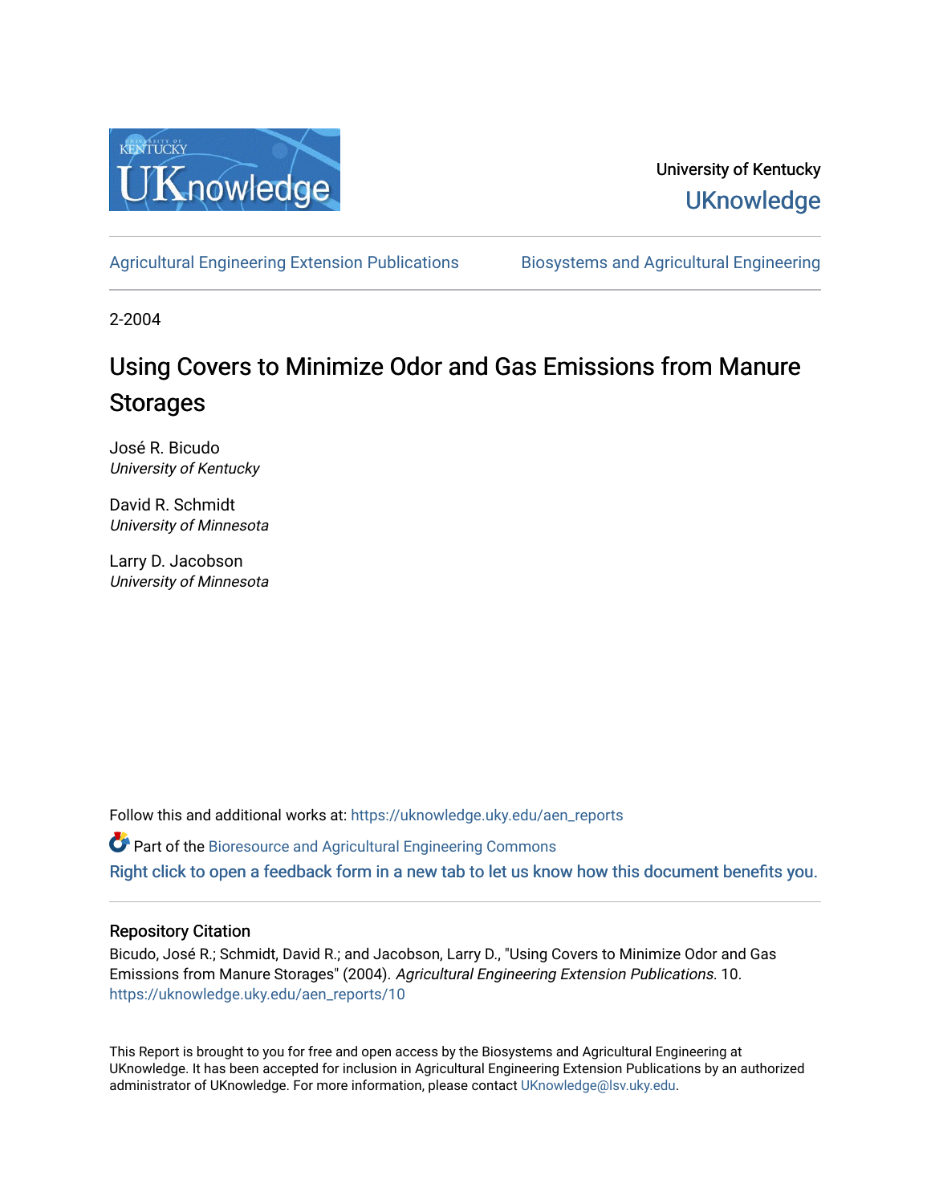University of Kentucky
UKnowledge

Agricultural Engineering Extension Publications | Biosystems and Agricultural Engineering

2-2004

# Using Covers to Minimize Odor and Gas Emissions from Manure Storages

José R. Bicudo
*University of Kentucky*

David R. Schmidt
*University of Minnesota*

Larry D. Jacobson
*University of Minnesota*

Follow this and additional works at: https://uknowledge.uky.edu/aen_reports

Part of the Bioresource and Agricultural Engineering Commons

Right click to open a feedback form in a new tab to let us know how this document benefits you.

## Repository Citation

Bicudo, José R.; Schmidt, David R.; and Jacobson, Larry D., "Using Covers to Minimize Odor and Gas Emissions from Manure Storages" (2004). *Agricultural Engineering Extension Publications*. 10.
https://uknowledge.uky.edu/aen_reports/10

This Report is brought to you for free and open access by the Biosystems and Agricultural Engineering at UKnowledge. It has been accepted for inclusion in Agricultural Engineering Extension Publications by an authorized administrator of UKnowledge. For more information, please contact UKnowledge@lsv.uky.edu.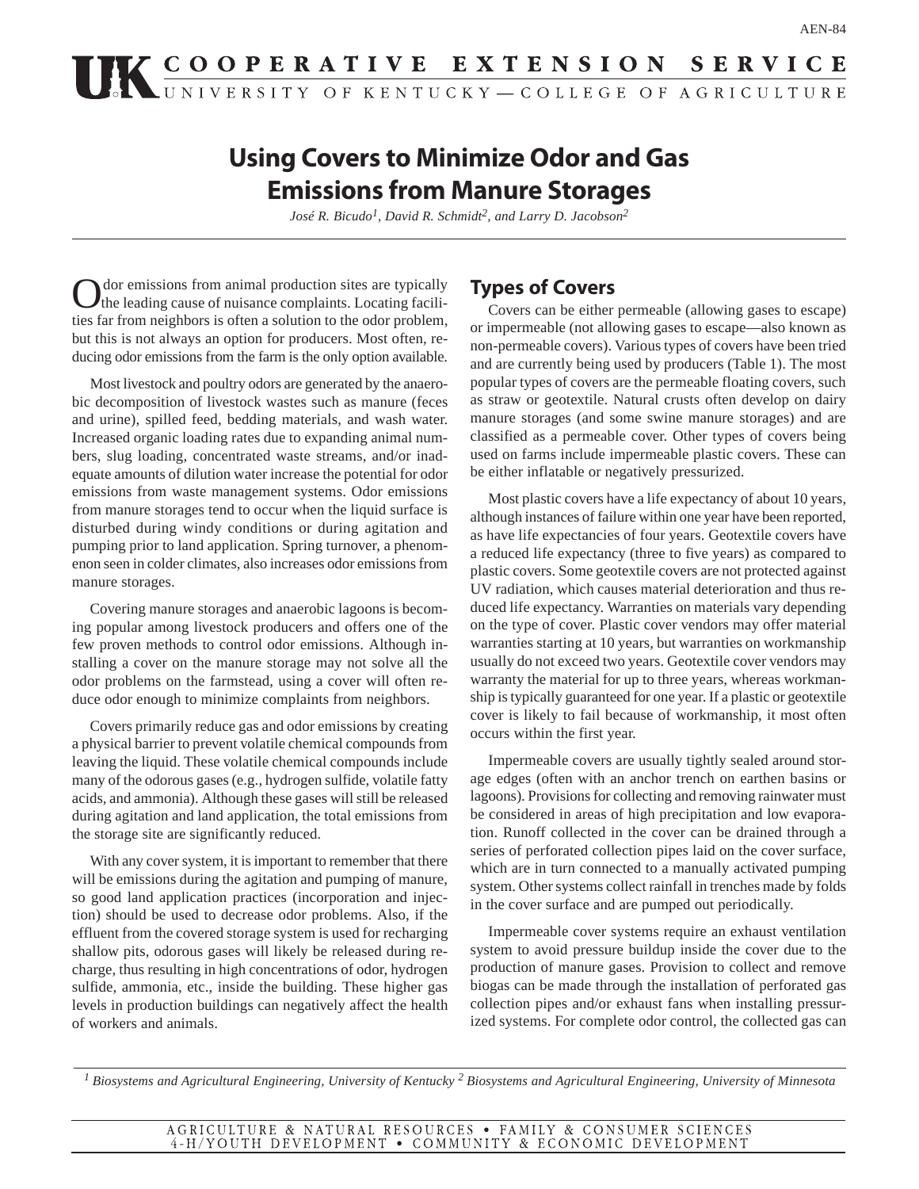# Using Covers to Minimize Odor and Gas Emissions from Manure Storages

*José R. Bicudo[1], David R. Schmidt[2], and Larry D. Jacobson[2]*

Odor emissions from animal production sites are typically the leading cause of nuisance complaints. Locating facilities far from neighbors is often a solution to the odor problem, but this is not always an option for producers. Most often, reducing odor emissions from the farm is the only option available.

Most livestock and poultry odors are generated by the anaerobic decomposition of livestock wastes such as manure (feces and urine), spilled feed, bedding materials, and wash water. Increased organic loading rates due to expanding animal numbers, slug loading, concentrated waste streams, and/or inadequate amounts of dilution water increase the potential for odor emissions from waste management systems. Odor emissions from manure storages tend to occur when the liquid surface is disturbed during windy conditions or during agitation and pumping prior to land application. Spring turnover, a phenomenon seen in colder climates, also increases odor emissions from manure storages.

Covering manure storages and anaerobic lagoons is becoming popular among livestock producers and offers one of the few proven methods to control odor emissions. Although installing a cover on the manure storage may not solve all the odor problems on the farmstead, using a cover will often reduce odor enough to minimize complaints from neighbors.

Covers primarily reduce gas and odor emissions by creating a physical barrier to prevent volatile chemical compounds from leaving the liquid. These volatile chemical compounds include many of the odorous gases (e.g., hydrogen sulfide, volatile fatty acids, and ammonia). Although these gases will still be released during agitation and land application, the total emissions from the storage site are significantly reduced.

With any cover system, it is important to remember that there will be emissions during the agitation and pumping of manure, so good land application practices (incorporation and injection) should be used to decrease odor problems. Also, if the effluent from the covered storage system is used for recharging shallow pits, odorous gases will likely be released during recharge, thus resulting in high concentrations of odor, hydrogen sulfide, ammonia, etc., inside the building. These higher gas levels in production buildings can negatively affect the health of workers and animals.

## Types of Covers

Covers can be either permeable (allowing gases to escape) or impermeable (not allowing gases to escape—also known as non-permeable covers). Various types of covers have been tried and are currently being used by producers (Table 1). The most popular types of covers are the permeable floating covers, such as straw or geotextile. Natural crusts often develop on dairy manure storages (and some swine manure storages) and are classified as a permeable cover. Other types of covers being used on farms include impermeable plastic covers. These can be either inflatable or negatively pressurized.

Most plastic covers have a life expectancy of about 10 years, although instances of failure within one year have been reported, as have life expectancies of four years. Geotextile covers have a reduced life expectancy (three to five years) as compared to plastic covers. Some geotextile covers are not protected against UV radiation, which causes material deterioration and thus reduced life expectancy. Warranties on materials vary depending on the type of cover. Plastic cover vendors may offer material warranties starting at 10 years, but warranties on workmanship usually do not exceed two years. Geotextile cover vendors may warranty the material for up to three years, whereas workmanship is typically guaranteed for one year. If a plastic or geotextile cover is likely to fail because of workmanship, it most often occurs within the first year.

Impermeable covers are usually tightly sealed around storage edges (often with an anchor trench on earthen basins or lagoons). Provisions for collecting and removing rainwater must be considered in areas of high precipitation and low evaporation. Runoff collected in the cover can be drained through a series of perforated collection pipes laid on the cover surface, which are in turn connected to a manually activated pumping system. Other systems collect rainfall in trenches made by folds in the cover surface and are pumped out periodically.

Impermeable cover systems require an exhaust ventilation system to avoid pressure buildup inside the cover due to the production of manure gases. Provision to collect and remove biogas can be made through the installation of perforated gas collection pipes and/or exhaust fans when installing pressurized systems. For complete odor control, the collected gas can

[1] Biosystems and Agricultural Engineering, University of Kentucky [2] Biosystems and Agricultural Engineering, University of Minnesota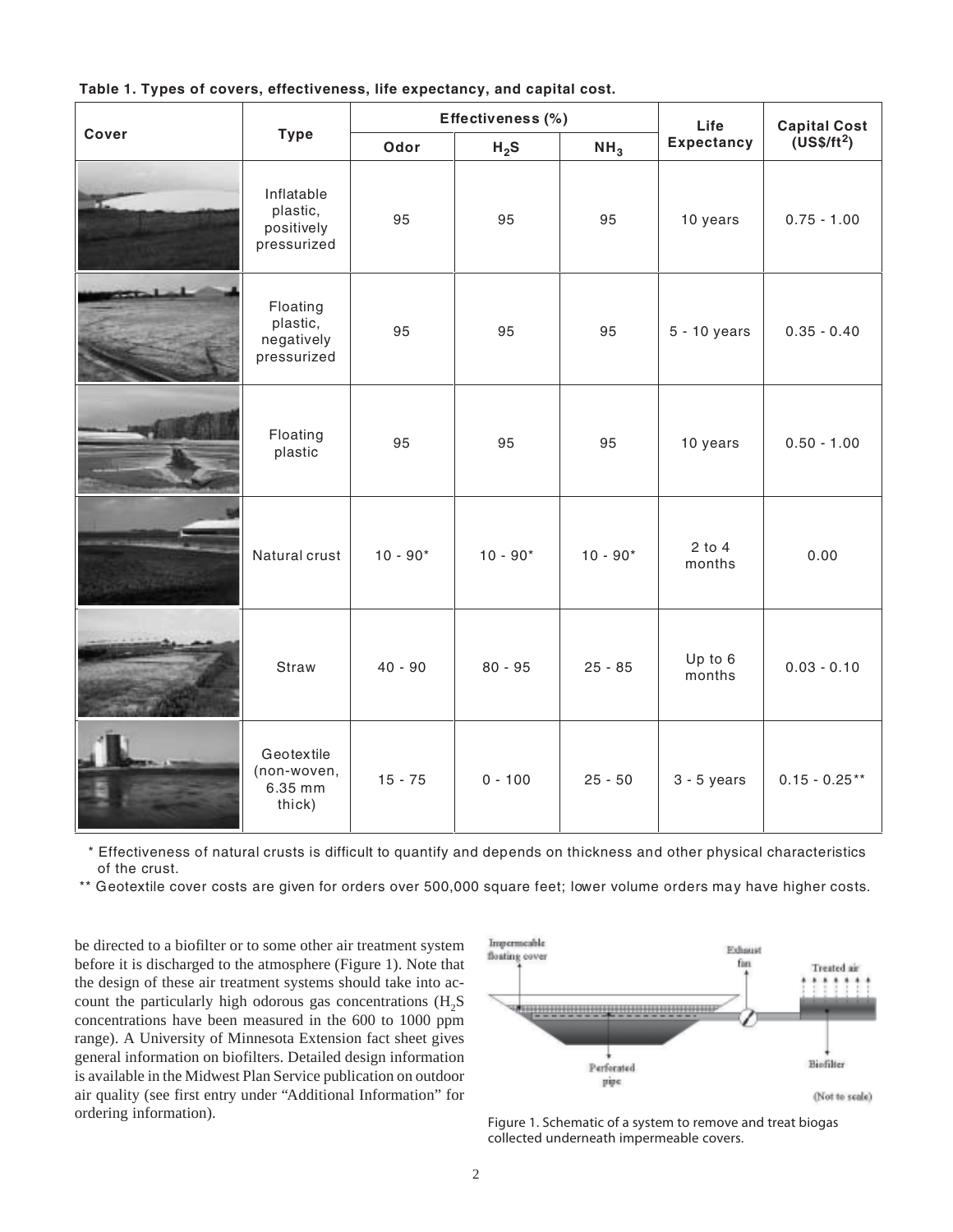**Table 1. Types of covers, effectiveness, life expectancy, and capital cost.**

| Cover | Type | Effectiveness (%) | | | Life Expectancy | Capital Cost (US$/ft$^2$) |
|---|---|---|---|---|---|---|
| | | Odor | $H_2S$ | $NH_3$ | | |
| | Inflatable plastic, positively pressurized | 95 | 95 | 95 | 10 years | 0.75 - 1.00 |
| | Floating plastic, negatively pressurized | 95 | 95 | 95 | 5 - 10 years | 0.35 - 0.40 |
| | Floating plastic | 95 | 95 | 95 | 10 years | 0.50 - 1.00 |
| | Natural crust | 10 - 90* | 10 - 90* | 10 - 90* | 2 to 4 months | 0.00 |
| | Straw | 40 - 90 | 80 - 95 | 25 - 85 | Up to 6 months | 0.03 - 0.10 |
| | Geotextile (non-woven, 6.35 mm thick) | 15 - 75 | 0 - 100 | 25 - 50 | 3 - 5 years | 0.15 - 0.25** |

\* Effectiveness of natural crusts is difficult to quantify and depends on thickness and other physical characteristics of the crust.

\** Geotextile cover costs are given for orders over 500,000 square feet; lower volume orders may have higher costs.

be directed to a biofilter or to some other air treatment system before it is discharged to the atmosphere (Figure 1). Note that the design of these air treatment systems should take into account the particularly high odorous gas concentrations ($H_2S$ concentrations have been measured in the 600 to 1000 ppm range). A University of Minnesota Extension fact sheet gives general information on biofilters. Detailed design information is available in the Midwest Plan Service publication on outdoor air quality (see first entry under "Additional Information" for ordering information).

Figure 1. Schematic of a system to remove and treat biogas collected underneath impermeable covers.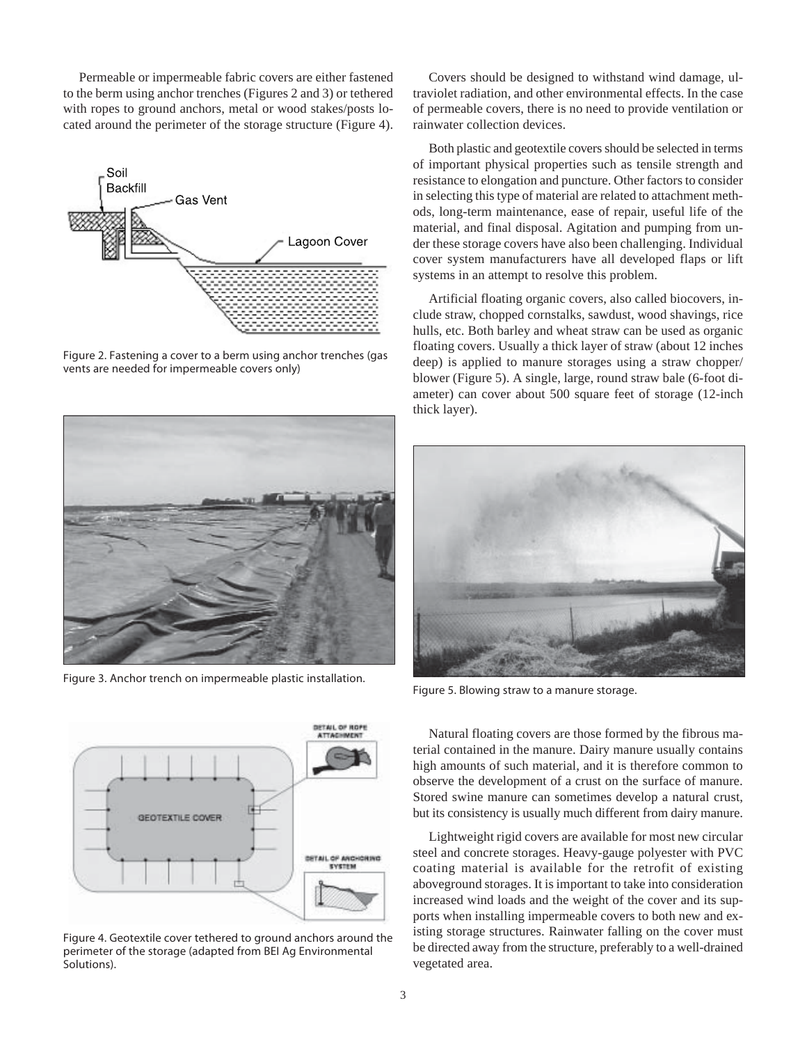Permeable or impermeable fabric covers are either fastened to the berm using anchor trenches (Figures 2 and 3) or tethered with ropes to ground anchors, metal or wood stakes/posts located around the perimeter of the storage structure (Figure 4).

Figure 2. Fastening a cover to a berm using anchor trenches (gas vents are needed for impermeable covers only)

Figure 3. Anchor trench on impermeable plastic installation.

Figure 4. Geotextile cover tethered to ground anchors around the perimeter of the storage (adapted from BEI Ag Environmental Solutions).

Covers should be designed to withstand wind damage, ultraviolet radiation, and other environmental effects. In the case of permeable covers, there is no need to provide ventilation or rainwater collection devices.

Both plastic and geotextile covers should be selected in terms of important physical properties such as tensile strength and resistance to elongation and puncture. Other factors to consider in selecting this type of material are related to attachment methods, long-term maintenance, ease of repair, useful life of the material, and final disposal. Agitation and pumping from under these storage covers have also been challenging. Individual cover system manufacturers have all developed flaps or lift systems in an attempt to resolve this problem.

Artificial floating organic covers, also called biocovers, include straw, chopped cornstalks, sawdust, wood shavings, rice hulls, etc. Both barley and wheat straw can be used as organic floating covers. Usually a thick layer of straw (about 12 inches deep) is applied to manure storages using a straw chopper/blower (Figure 5). A single, large, round straw bale (6-foot diameter) can cover about 500 square feet of storage (12-inch thick layer).

Figure 5. Blowing straw to a manure storage.

Natural floating covers are those formed by the fibrous material contained in the manure. Dairy manure usually contains high amounts of such material, and it is therefore common to observe the development of a crust on the surface of manure. Stored swine manure can sometimes develop a natural crust, but its consistency is usually much different from dairy manure.

Lightweight rigid covers are available for most new circular steel and concrete storages. Heavy-gauge polyester with PVC coating material is available for the retrofit of existing aboveground storages. It is important to take into consideration increased wind loads and the weight of the cover and its supports when installing impermeable covers to both new and existing storage structures. Rainwater falling on the cover must be directed away from the structure, preferably to a well-drained vegetated area.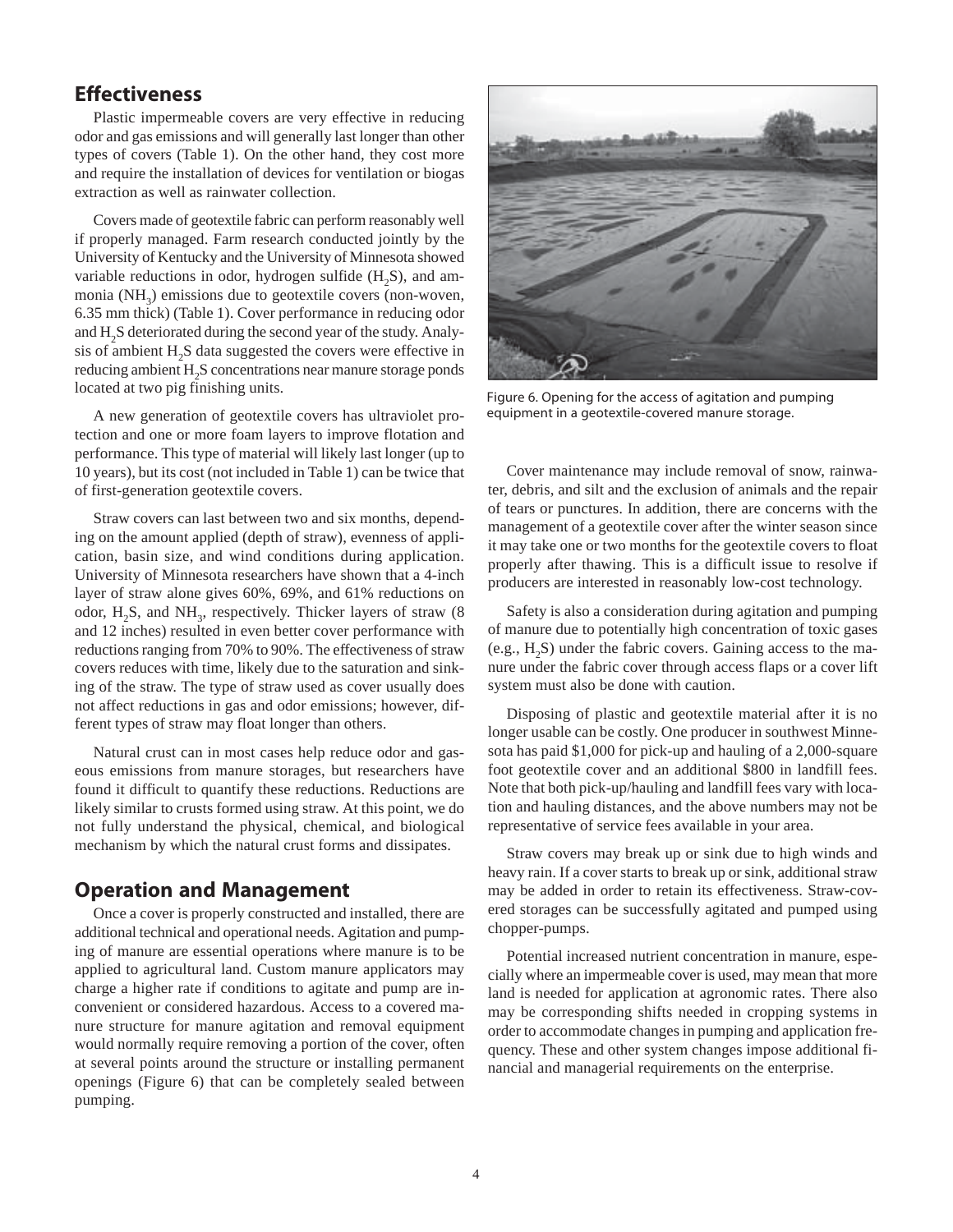## Effectiveness

Plastic impermeable covers are very effective in reducing odor and gas emissions and will generally last longer than other types of covers (Table 1). On the other hand, they cost more and require the installation of devices for ventilation or biogas extraction as well as rainwater collection.

Covers made of geotextile fabric can perform reasonably well if properly managed. Farm research conducted jointly by the University of Kentucky and the University of Minnesota showed variable reductions in odor, hydrogen sulfide ($H_2S$), and ammonia ($NH_3$) emissions due to geotextile covers (non-woven, 6.35 mm thick) (Table 1). Cover performance in reducing odor and $H_2S$ deteriorated during the second year of the study. Analysis of ambient $H_2S$ data suggested the covers were effective in reducing ambient $H_2S$ concentrations near manure storage ponds located at two pig finishing units.

A new generation of geotextile covers has ultraviolet protection and one or more foam layers to improve flotation and performance. This type of material will likely last longer (up to 10 years), but its cost (not included in Table 1) can be twice that of first-generation geotextile covers.

Straw covers can last between two and six months, depending on the amount applied (depth of straw), evenness of application, basin size, and wind conditions during application. University of Minnesota researchers have shown that a 4-inch layer of straw alone gives 60%, 69%, and 61% reductions on odor, $H_2S$, and $NH_3$, respectively. Thicker layers of straw (8 and 12 inches) resulted in even better cover performance with reductions ranging from 70% to 90%. The effectiveness of straw covers reduces with time, likely due to the saturation and sinking of the straw. The type of straw used as cover usually does not affect reductions in gas and odor emissions; however, different types of straw may float longer than others.

Natural crust can in most cases help reduce odor and gaseous emissions from manure storages, but researchers have found it difficult to quantify these reductions. Reductions are likely similar to crusts formed using straw. At this point, we do not fully understand the physical, chemical, and biological mechanism by which the natural crust forms and dissipates.

## Operation and Management

Once a cover is properly constructed and installed, there are additional technical and operational needs. Agitation and pumping of manure are essential operations where manure is to be applied to agricultural land. Custom manure applicators may charge a higher rate if conditions to agitate and pump are inconvenient or considered hazardous. Access to a covered manure structure for manure agitation and removal equipment would normally require removing a portion of the cover, often at several points around the structure or installing permanent openings (Figure 6) that can be completely sealed between pumping.

Figure 6. Opening for the access of agitation and pumping equipment in a geotextile-covered manure storage.

Cover maintenance may include removal of snow, rainwater, debris, and silt and the exclusion of animals and the repair of tears or punctures. In addition, there are concerns with the management of a geotextile cover after the winter season since it may take one or two months for the geotextile covers to float properly after thawing. This is a difficult issue to resolve if producers are interested in reasonably low-cost technology.

Safety is also a consideration during agitation and pumping of manure due to potentially high concentration of toxic gases (e.g., $H_2S$) under the fabric covers. Gaining access to the manure under the fabric cover through access flaps or a cover lift system must also be done with caution.

Disposing of plastic and geotextile material after it is no longer usable can be costly. One producer in southwest Minnesota has paid $1,000 for pick-up and hauling of a 2,000-square foot geotextile cover and an additional $800 in landfill fees. Note that both pick-up/hauling and landfill fees vary with location and hauling distances, and the above numbers may not be representative of service fees available in your area.

Straw covers may break up or sink due to high winds and heavy rain. If a cover starts to break up or sink, additional straw may be added in order to retain its effectiveness. Straw-covered storages can be successfully agitated and pumped using chopper-pumps.

Potential increased nutrient concentration in manure, especially where an impermeable cover is used, may mean that more land is needed for application at agronomic rates. There also may be corresponding shifts needed in cropping systems in order to accommodate changes in pumping and application frequency. These and other system changes impose additional financial and managerial requirements on the enterprise.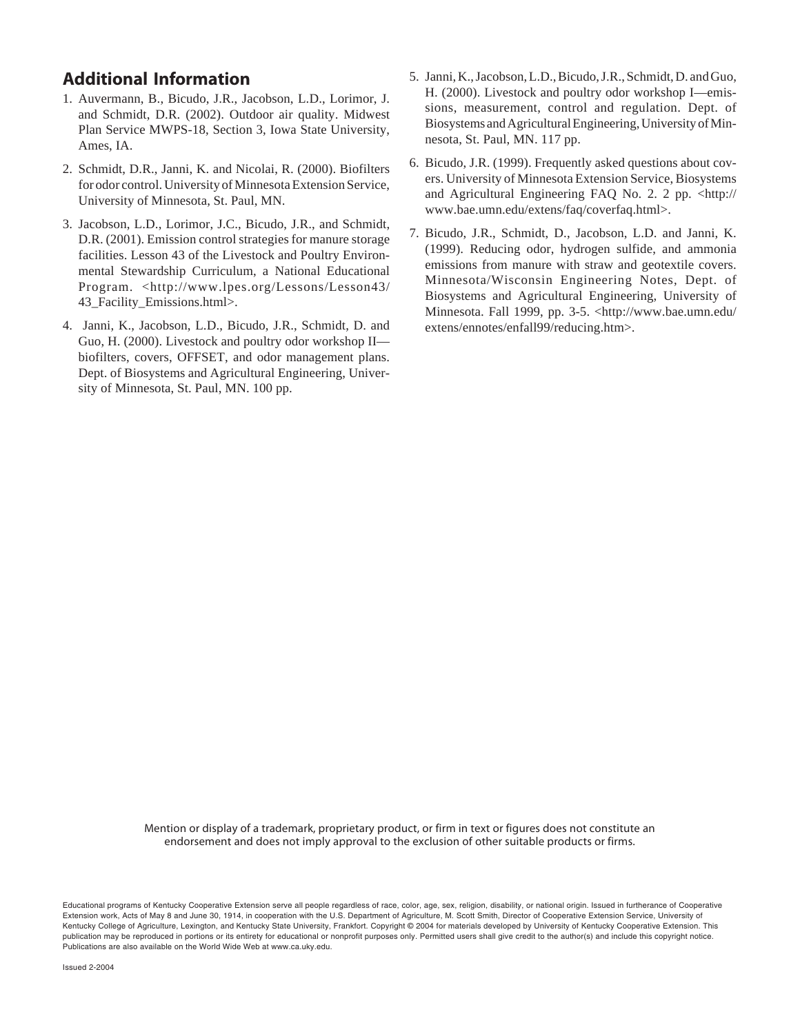## Additional Information

1. Auvermann, B., Bicudo, J.R., Jacobson, L.D., Lorimor, J. and Schmidt, D.R. (2002). Outdoor air quality. Midwest Plan Service MWPS-18, Section 3, Iowa State University, Ames, IA.

2. Schmidt, D.R., Janni, K. and Nicolai, R. (2000). Biofilters for odor control. University of Minnesota Extension Service, University of Minnesota, St. Paul, MN.

3. Jacobson, L.D., Lorimor, J.C., Bicudo, J.R., and Schmidt, D.R. (2001). Emission control strategies for manure storage facilities. Lesson 43 of the Livestock and Poultry Environmental Stewardship Curriculum, a National Educational Program. <http://www.lpes.org/Lessons/Lesson43/43_Facility_Emissions.html>.

4. Janni, K., Jacobson, L.D., Bicudo, J.R., Schmidt, D. and Guo, H. (2000). Livestock and poultry odor workshop II—biofilters, covers, OFFSET, and odor management plans. Dept. of Biosystems and Agricultural Engineering, University of Minnesota, St. Paul, MN. 100 pp.

5. Janni, K., Jacobson, L.D., Bicudo, J.R., Schmidt, D. and Guo, H. (2000). Livestock and poultry odor workshop I—emissions, measurement, control and regulation. Dept. of Biosystems and Agricultural Engineering, University of Minnesota, St. Paul, MN. 117 pp.

6. Bicudo, J.R. (1999). Frequently asked questions about covers. University of Minnesota Extension Service, Biosystems and Agricultural Engineering FAQ No. 2. 2 pp. <http://www.bae.umn.edu/extens/faq/coverfaq.html>.

7. Bicudo, J.R., Schmidt, D., Jacobson, L.D. and Janni, K. (1999). Reducing odor, hydrogen sulfide, and ammonia emissions from manure with straw and geotextile covers. Minnesota/Wisconsin Engineering Notes, Dept. of Biosystems and Agricultural Engineering, University of Minnesota. Fall 1999, pp. 3-5. <http://www.bae.umn.edu/extens/ennotes/enfall99/reducing.htm>.

Mention or display of a trademark, proprietary product, or firm in text or figures does not constitute an endorsement and does not imply approval to the exclusion of other suitable products or firms.

Educational programs of Kentucky Cooperative Extension serve all people regardless of race, color, age, sex, religion, disability, or national origin. Issued in furtherance of Cooperative Extension work, Acts of May 8 and June 30, 1914, in cooperation with the U.S. Department of Agriculture, M. Scott Smith, Director of Cooperative Extension Service, University of Kentucky College of Agriculture, Lexington, and Kentucky State University, Frankfort. Copyright © 2004 for materials developed by University of Kentucky Cooperative Extension. This publication may be reproduced in portions or its entirety for educational or nonprofit purposes only. Permitted users shall give credit to the author(s) and include this copyright notice. Publications are also available on the World Wide Web at www.ca.uky.edu.

Issued 2-2004